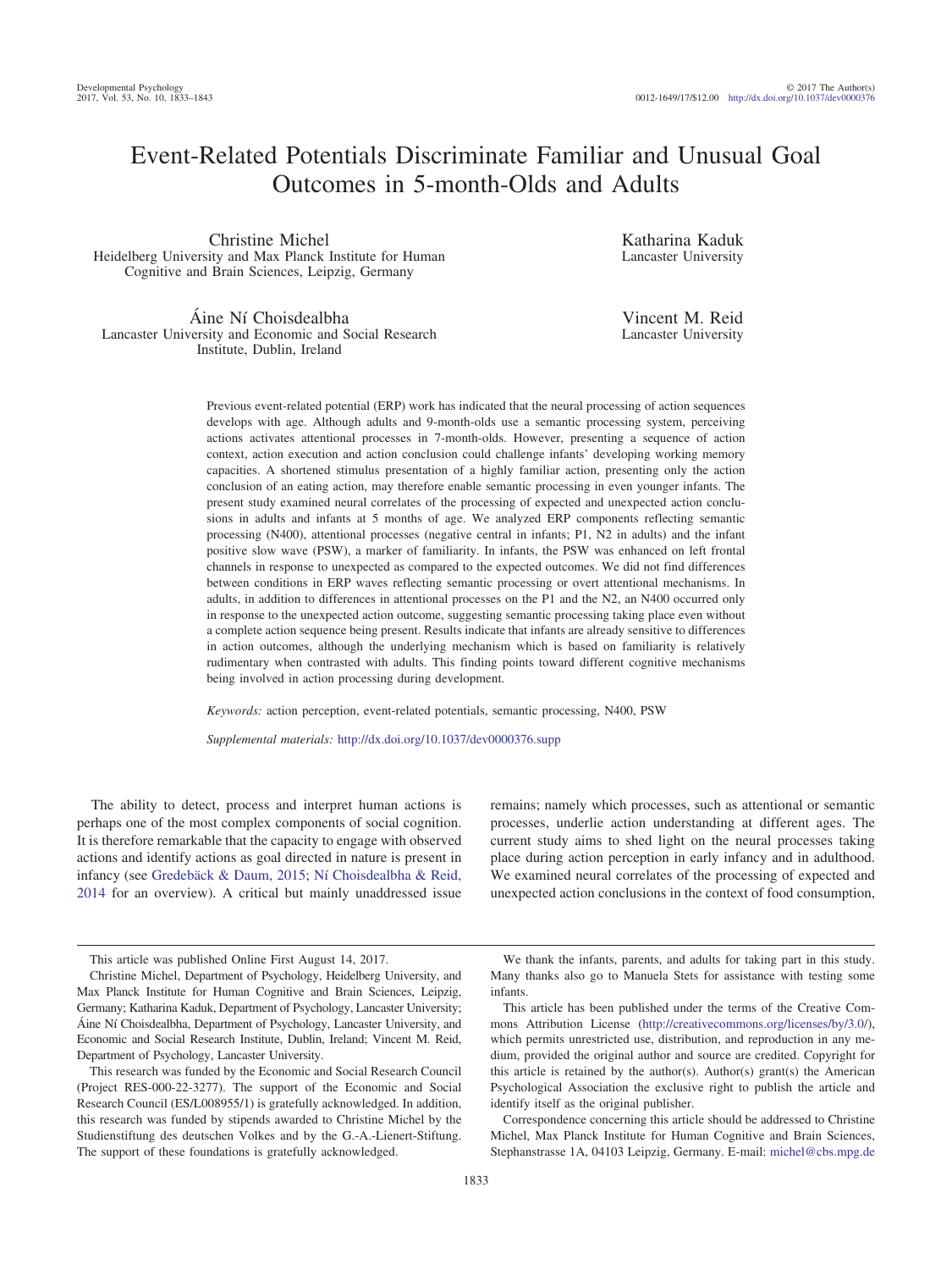# Event-Related Potentials Discriminate Familiar and Unusual Goal Outcomes in 5-month-Olds and Adults

Christine Michel
Heidelberg University and Max Planck Institute for Human Cognitive and Brain Sciences, Leipzig, Germany

Katharina Kaduk
Lancaster University

Áine Ní Choisdealbha
Lancaster University and Economic and Social Research Institute, Dublin, Ireland

Vincent M. Reid
Lancaster University

Previous event-related potential (ERP) work has indicated that the neural processing of action sequences develops with age. Although adults and 9-month-olds use a semantic processing system, perceiving actions activates attentional processes in 7-month-olds. However, presenting a sequence of action context, action execution and action conclusion could challenge infants' developing working memory capacities. A shortened stimulus presentation of a highly familiar action, presenting only the action conclusion of an eating action, may therefore enable semantic processing in even younger infants. The present study examined neural correlates of the processing of expected and unexpected action conclusions in adults and infants at 5 months of age. We analyzed ERP components reflecting semantic processing (N400), attentional processes (negative central in infants; P1, N2 in adults) and the infant positive slow wave (PSW), a marker of familiarity. In infants, the PSW was enhanced on left frontal channels in response to unexpected as compared to the expected outcomes. We did not find differences between conditions in ERP waves reflecting semantic processing or overt attentional mechanisms. In adults, in addition to differences in attentional processes on the P1 and the N2, an N400 occurred only in response to the unexpected action outcome, suggesting semantic processing taking place even without a complete action sequence being present. Results indicate that infants are already sensitive to differences in action outcomes, although the underlying mechanism which is based on familiarity is relatively rudimentary when contrasted with adults. This finding points toward different cognitive mechanisms being involved in action processing during development.

*Keywords:* action perception, event-related potentials, semantic processing, N400, PSW

*Supplemental materials:* http://dx.doi.org/10.1037/dev0000376.supp

The ability to detect, process and interpret human actions is perhaps one of the most complex components of social cognition. It is therefore remarkable that the capacity to engage with observed actions and identify actions as goal directed in nature is present in infancy (see Gredebäck & Daum, 2015; Ní Choisdealbha & Reid, 2014 for an overview). A critical but mainly unaddressed issue remains; namely which processes, such as attentional or semantic processes, underlie action understanding at different ages. The current study aims to shed light on the neural processes taking place during action perception in early infancy and in adulthood. We examined neural correlates of the processing of expected and unexpected action conclusions in the context of food consumption,

---

This article was published Online First August 14, 2017.

Christine Michel, Department of Psychology, Heidelberg University, and Max Planck Institute for Human Cognitive and Brain Sciences, Leipzig, Germany; Katharina Kaduk, Department of Psychology, Lancaster University; Áine Ní Choisdealbha, Department of Psychology, Lancaster University, and Economic and Social Research Institute, Dublin, Ireland; Vincent M. Reid, Department of Psychology, Lancaster University.

This research was funded by the Economic and Social Research Council (Project RES-000-22-3277). The support of the Economic and Social Research Council (ES/L008955/1) is gratefully acknowledged. In addition, this research was funded by stipends awarded to Christine Michel by the Studienstiftung des deutschen Volkes and by the G.-A.-Lienert-Stiftung. The support of these foundations is gratefully acknowledged.

We thank the infants, parents, and adults for taking part in this study. Many thanks also go to Manuela Stets for assistance with testing some infants.

This article has been published under the terms of the Creative Commons Attribution License (http://creativecommons.org/licenses/by/3.0/), which permits unrestricted use, distribution, and reproduction in any medium, provided the original author and source are credited. Copyright for this article is retained by the author(s). Author(s) grant(s) the American Psychological Association the exclusive right to publish the article and identify itself as the original publisher.

Correspondence concerning this article should be addressed to Christine Michel, Max Planck Institute for Human Cognitive and Brain Sciences, Stephanstrasse 1A, 04103 Leipzig, Germany. E-mail: michel@cbs.mpg.de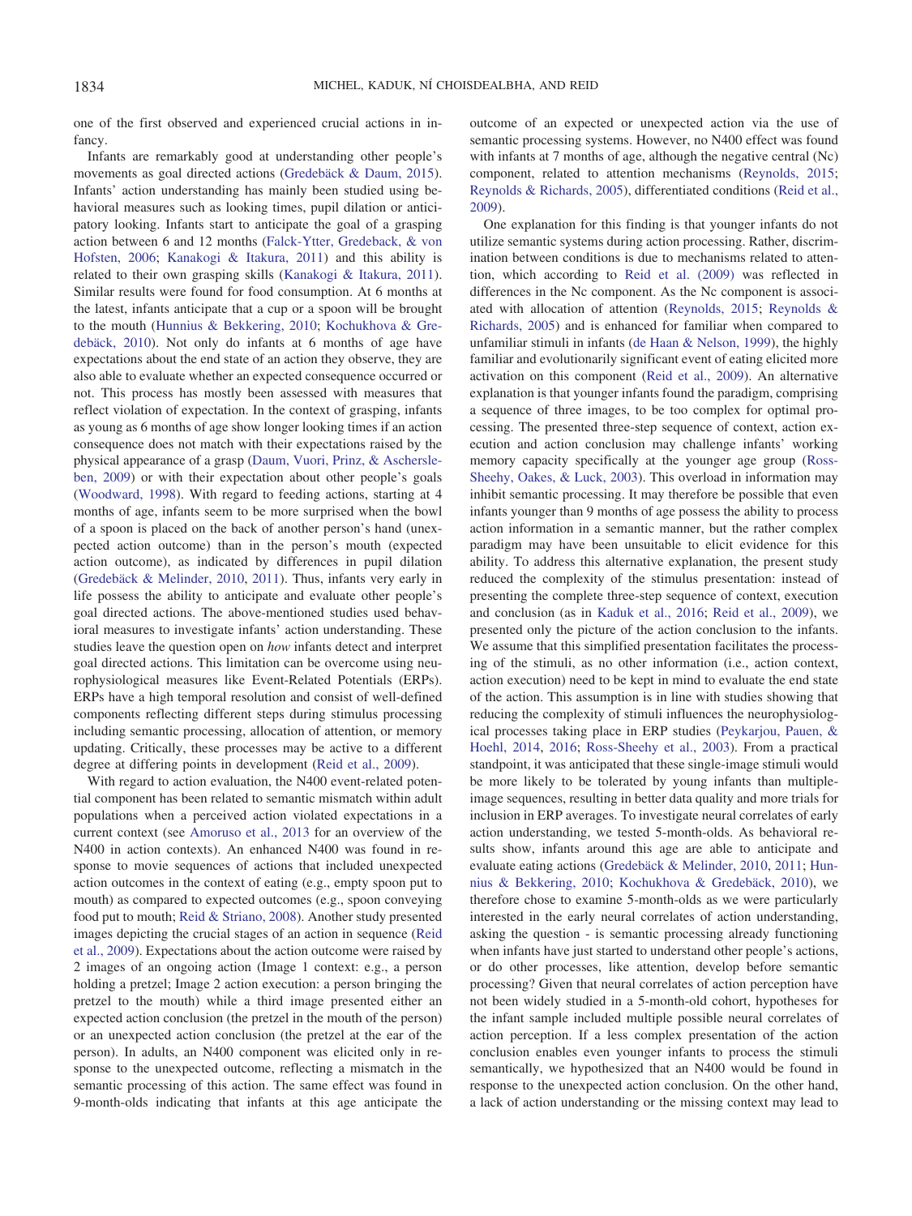one of the first observed and experienced crucial actions in infancy.

Infants are remarkably good at understanding other people's movements as goal directed actions (Gredebäck & Daum, 2015). Infants' action understanding has mainly been studied using behavioral measures such as looking times, pupil dilation or anticipatory looking. Infants start to anticipate the goal of a grasping action between 6 and 12 months (Falck-Ytter, Gredeback, & von Hofsten, 2006; Kanakogi & Itakura, 2011) and this ability is related to their own grasping skills (Kanakogi & Itakura, 2011). Similar results were found for food consumption. At 6 months at the latest, infants anticipate that a cup or a spoon will be brought to the mouth (Hunnius & Bekkering, 2010; Kochukhova & Gredebäck, 2010). Not only do infants at 6 months of age have expectations about the end state of an action they observe, they are also able to evaluate whether an expected consequence occurred or not. This process has mostly been assessed with measures that reflect violation of expectation. In the context of grasping, infants as young as 6 months of age show longer looking times if an action consequence does not match with their expectations raised by the physical appearance of a grasp (Daum, Vuori, Prinz, & Aschersleben, 2009) or with their expectation about other people's goals (Woodward, 1998). With regard to feeding actions, starting at 4 months of age, infants seem to be more surprised when the bowl of a spoon is placed on the back of another person's hand (unexpected action outcome) than in the person's mouth (expected action outcome), as indicated by differences in pupil dilation (Gredebäck & Melinder, 2010, 2011). Thus, infants very early in life possess the ability to anticipate and evaluate other people's goal directed actions. The above-mentioned studies used behavioral measures to investigate infants' action understanding. These studies leave the question open on *how* infants detect and interpret goal directed actions. This limitation can be overcome using neurophysiological measures like Event-Related Potentials (ERPs). ERPs have a high temporal resolution and consist of well-defined components reflecting different steps during stimulus processing including semantic processing, allocation of attention, or memory updating. Critically, these processes may be active to a different degree at differing points in development (Reid et al., 2009).

With regard to action evaluation, the N400 event-related potential component has been related to semantic mismatch within adult populations when a perceived action violated expectations in a current context (see Amoruso et al., 2013 for an overview of the N400 in action contexts). An enhanced N400 was found in response to movie sequences of actions that included unexpected action outcomes in the context of eating (e.g., empty spoon put to mouth) as compared to expected outcomes (e.g., spoon conveying food put to mouth; Reid & Striano, 2008). Another study presented images depicting the crucial stages of an action in sequence (Reid et al., 2009). Expectations about the action outcome were raised by 2 images of an ongoing action (Image 1 context: e.g., a person holding a pretzel; Image 2 action execution: a person bringing the pretzel to the mouth) while a third image presented either an expected action conclusion (the pretzel in the mouth of the person) or an unexpected action conclusion (the pretzel at the ear of the person). In adults, an N400 component was elicited only in response to the unexpected outcome, reflecting a mismatch in the semantic processing of this action. The same effect was found in 9-month-olds indicating that infants at this age anticipate the outcome of an expected or unexpected action via the use of semantic processing systems. However, no N400 effect was found with infants at 7 months of age, although the negative central (Nc) component, related to attention mechanisms (Reynolds, 2015; Reynolds & Richards, 2005), differentiated conditions (Reid et al., 2009).

One explanation for this finding is that younger infants do not utilize semantic systems during action processing. Rather, discrimination between conditions is due to mechanisms related to attention, which according to Reid et al. (2009) was reflected in differences in the Nc component. As the Nc component is associated with allocation of attention (Reynolds, 2015; Reynolds & Richards, 2005) and is enhanced for familiar when compared to unfamiliar stimuli in infants (de Haan & Nelson, 1999), the highly familiar and evolutionarily significant event of eating elicited more activation on this component (Reid et al., 2009). An alternative explanation is that younger infants found the paradigm, comprising a sequence of three images, to be too complex for optimal processing. The presented three-step sequence of context, action execution and action conclusion may challenge infants' working memory capacity specifically at the younger age group (Ross-Sheehy, Oakes, & Luck, 2003). This overload in information may inhibit semantic processing. It may therefore be possible that even infants younger than 9 months of age possess the ability to process action information in a semantic manner, but the rather complex paradigm may have been unsuitable to elicit evidence for this ability. To address this alternative explanation, the present study reduced the complexity of the stimulus presentation: instead of presenting the complete three-step sequence of context, execution and conclusion (as in Kaduk et al., 2016; Reid et al., 2009), we presented only the picture of the action conclusion to the infants. We assume that this simplified presentation facilitates the processing of the stimuli, as no other information (i.e., action context, action execution) need to be kept in mind to evaluate the end state of the action. This assumption is in line with studies showing that reducing the complexity of stimuli influences the neurophysiological processes taking place in ERP studies (Peykarjou, Pauen, & Hoehl, 2014, 2016; Ross-Sheehy et al., 2003). From a practical standpoint, it was anticipated that these single-image stimuli would be more likely to be tolerated by young infants than multiple-image sequences, resulting in better data quality and more trials for inclusion in ERP averages. To investigate neural correlates of early action understanding, we tested 5-month-olds. As behavioral results show, infants around this age are able to anticipate and evaluate eating actions (Gredebäck & Melinder, 2010, 2011; Hunnius & Bekkering, 2010; Kochukhova & Gredebäck, 2010), we therefore chose to examine 5-month-olds as we were particularly interested in the early neural correlates of action understanding, asking the question - is semantic processing already functioning when infants have just started to understand other people's actions, or do other processes, like attention, develop before semantic processing? Given that neural correlates of action perception have not been widely studied in a 5-month-old cohort, hypotheses for the infant sample included multiple possible neural correlates of action perception. If a less complex presentation of the action conclusion enables even younger infants to process the stimuli semantically, we hypothesized that an N400 would be found in response to the unexpected action conclusion. On the other hand, a lack of action understanding or the missing context may lead to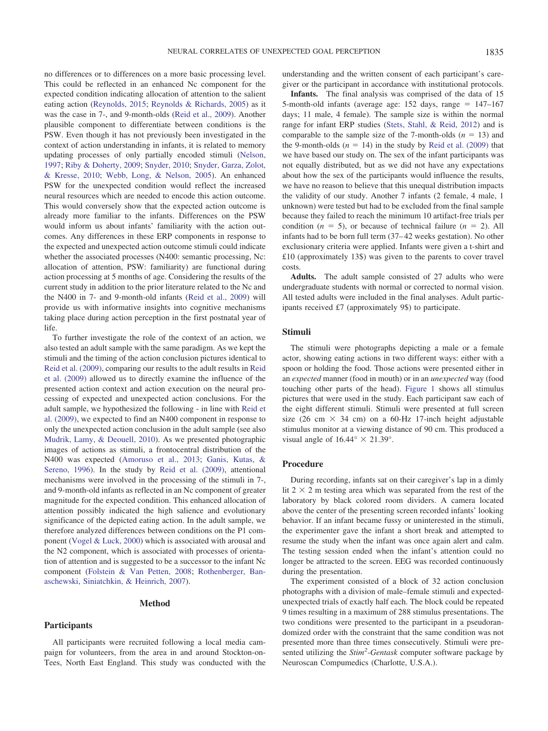no differences or to differences on a more basic processing level. This could be reflected in an enhanced Nc component for the expected condition indicating allocation of attention to the salient eating action (Reynolds, 2015; Reynolds & Richards, 2005) as it was the case in 7-, and 9-month-olds (Reid et al., 2009). Another plausible component to differentiate between conditions is the PSW. Even though it has not previously been investigated in the context of action understanding in infants, it is related to memory updating processes of only partially encoded stimuli (Nelson, 1997; Riby & Doherty, 2009; Snyder, 2010; Snyder, Garza, Zolot, & Kresse, 2010; Webb, Long, & Nelson, 2005). An enhanced PSW for the unexpected condition would reflect the increased neural resources which are needed to encode this action outcome. This would conversely show that the expected action outcome is already more familiar to the infants. Differences on the PSW would inform us about infants' familiarity with the action outcomes. Any differences in these ERP components in response to the expected and unexpected action outcome stimuli could indicate whether the associated processes (N400: semantic processing, Nc: allocation of attention, PSW: familiarity) are functional during action processing at 5 months of age. Considering the results of the current study in addition to the prior literature related to the Nc and the N400 in 7- and 9-month-old infants (Reid et al., 2009) will provide us with informative insights into cognitive mechanisms taking place during action perception in the first postnatal year of life.

To further investigate the role of the context of an action, we also tested an adult sample with the same paradigm. As we kept the stimuli and the timing of the action conclusion pictures identical to Reid et al. (2009), comparing our results to the adult results in Reid et al. (2009) allowed us to directly examine the influence of the presented action context and action execution on the neural processing of expected and unexpected action conclusions. For the adult sample, we hypothesized the following - in line with Reid et al. (2009), we expected to find an N400 component in response to only the unexpected action conclusion in the adult sample (see also Mudrik, Lamy, & Deouell, 2010). As we presented photographic images of actions as stimuli, a frontocentral distribution of the N400 was expected (Amoruso et al., 2013; Ganis, Kutas, & Sereno, 1996). In the study by Reid et al. (2009), attentional mechanisms were involved in the processing of the stimuli in 7-, and 9-month-old infants as reflected in an Nc component of greater magnitude for the expected condition. This enhanced allocation of attention possibly indicated the high salience and evolutionary significance of the depicted eating action. In the adult sample, we therefore analyzed differences between conditions on the P1 component (Vogel & Luck, 2000) which is associated with arousal and the N2 component, which is associated with processes of orientation of attention and is suggested to be a successor to the infant Nc component (Folstein & Van Petten, 2008; Rothenberger, Banaschewski, Siniatchkin, & Heinrich, 2007).

## Method

### Participants

All participants were recruited following a local media campaign for volunteers, from the area in and around Stockton-on-Tees, North East England. This study was conducted with the understanding and the written consent of each participant's caregiver or the participant in accordance with institutional protocols.

**Infants.** The final analysis was comprised of the data of 15 5-month-old infants (average age: 152 days, range = 147–167 days; 11 male, 4 female). The sample size is within the normal range for infant ERP studies (Stets, Stahl, & Reid, 2012) and is comparable to the sample size of the 7-month-olds ($n$ = 13) and the 9-month-olds ($n$ = 14) in the study by Reid et al. (2009) that we have based our study on. The sex of the infant participants was not equally distributed, but as we did not have any expectations about how the sex of the participants would influence the results, we have no reason to believe that this unequal distribution impacts the validity of our study. Another 7 infants (2 female, 4 male, 1 unknown) were tested but had to be excluded from the final sample because they failed to reach the minimum 10 artifact-free trials per condition ($n$ = 5), or because of technical failure ($n$ = 2). All infants had to be born full term (37–42 weeks gestation). No other exclusionary criteria were applied. Infants were given a t-shirt and £10 (approximately 13$) was given to the parents to cover travel costs.

**Adults.** The adult sample consisted of 27 adults who were undergraduate students with normal or corrected to normal vision. All tested adults were included in the final analyses. Adult participants received £7 (approximately 9$) to participate.

### Stimuli

The stimuli were photographs depicting a male or a female actor, showing eating actions in two different ways: either with a spoon or holding the food. Those actions were presented either in an *expected* manner (food in mouth) or in an *unexpected* way (food touching other parts of the head). Figure 1 shows all stimulus pictures that were used in the study. Each participant saw each of the eight different stimuli. Stimuli were presented at full screen size (26 cm × 34 cm) on a 60-Hz 17-inch height adjustable stimulus monitor at a viewing distance of 90 cm. This produced a visual angle of 16.44° × 21.39°.

### Procedure

During recording, infants sat on their caregiver's lap in a dimly lit 2 × 2 m testing area which was separated from the rest of the laboratory by black colored room dividers. A camera located above the center of the presenting screen recorded infants' looking behavior. If an infant became fussy or uninterested in the stimuli, the experimenter gave the infant a short break and attempted to resume the study when the infant was once again alert and calm. The testing session ended when the infant's attention could no longer be attracted to the screen. EEG was recorded continuously during the presentation.

The experiment consisted of a block of 32 action conclusion photographs with a division of male–female stimuli and expected-unexpected trials of exactly half each. The block could be repeated 9 times resulting in a maximum of 288 stimulus presentations. The two conditions were presented to the participant in a pseudorandomized order with the constraint that the same condition was not presented more than three times consecutively. Stimuli were presented utilizing the *Stim²-Gentask* computer software package by Neuroscan Compumedics (Charlotte, U.S.A.).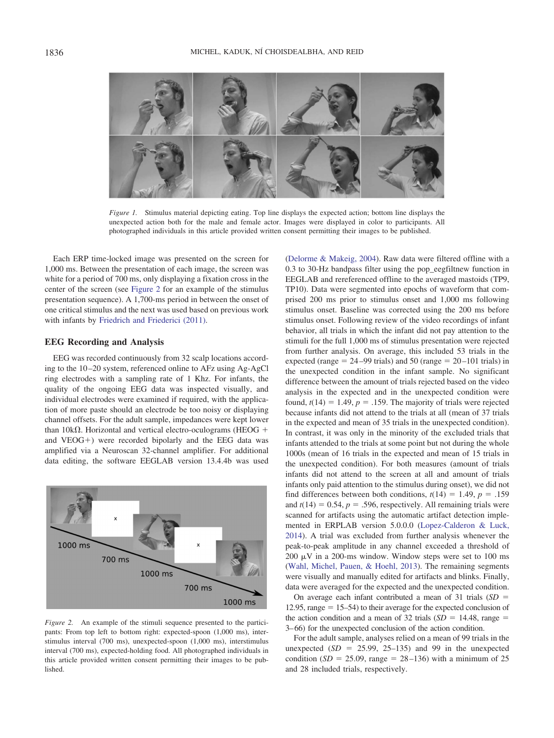Figure 1. Stimulus material depicting eating. Top line displays the expected action; bottom line displays the unexpected action both for the male and female actor. Images were displayed in color to participants. All photographed individuals in this article provided written consent permitting their images to be published.

Each ERP time-locked image was presented on the screen for 1,000 ms. Between the presentation of each image, the screen was white for a period of 700 ms, only displaying a fixation cross in the center of the screen (see Figure 2 for an example of the stimulus presentation sequence). A 1,700-ms period in between the onset of one critical stimulus and the next was used based on previous work with infants by Friedrich and Friederici (2011).

## EEG Recording and Analysis

EEG was recorded continuously from 32 scalp locations according to the 10–20 system, referenced online to AFz using Ag-AgCl ring electrodes with a sampling rate of 1 Khz. For infants, the quality of the ongoing EEG data was inspected visually, and individual electrodes were examined if required, with the application of more paste should an electrode be too noisy or displaying channel offsets. For the adult sample, impedances were kept lower than 10kΩ. Horizontal and vertical electro-oculograms (HEOG + and VEOG+) were recorded bipolarly and the EEG data was amplified via a Neuroscan 32-channel amplifier. For additional data editing, the software EEGLAB version 13.4.4b was used (Delorme & Makeig, 2004). Raw data were filtered offline with a 0.3 to 30-Hz bandpass filter using the pop_eegfiltnew function in EEGLAB and rereferenced offline to the averaged mastoids (TP9, TP10). Data were segmented into epochs of waveform that comprised 200 ms prior to stimulus onset and 1,000 ms following stimulus onset. Baseline was corrected using the 200 ms before stimulus onset. Following review of the video recordings of infant behavior, all trials in which the infant did not pay attention to the stimuli for the full 1,000 ms of stimulus presentation were rejected from further analysis. On average, this included 53 trials in the expected (range = 24–99 trials) and 50 (range = 20–101 trials) in the unexpected condition in the infant sample. No significant difference between the amount of trials rejected based on the video analysis in the expected and in the unexpected condition were found, $t(14) = 1.49$, $p = .159$. The majority of trials were rejected because infants did not attend to the trials at all (mean of 37 trials in the expected and mean of 35 trials in the unexpected condition). In contrast, it was only in the minority of the excluded trials that infants attended to the trials at some point but not during the whole 1000s (mean of 16 trials in the expected and mean of 15 trials in the unexpected condition). For both measures (amount of trials infants did not attend to the screen at all and amount of trials infants only paid attention to the stimulus during onset), we did not find differences between both conditions, $t(14) = 1.49$, $p = .159$ and $t(14) = 0.54$, $p = .596$, respectively. All remaining trials were scanned for artifacts using the automatic artifact detection implemented in ERPLAB version 5.0.0.0 (Lopez-Calderon & Luck, 2014). A trial was excluded from further analysis whenever the peak-to-peak amplitude in any channel exceeded a threshold of 200 μV in a 200-ms window. Window steps were set to 100 ms (Wahl, Michel, Pauen, & Hoehl, 2013). The remaining segments were visually and manually edited for artifacts and blinks. Finally, data were averaged for the expected and the unexpected condition.

On average each infant contributed a mean of 31 trials ($SD$ = 12.95, range = 15–54) to their average for the expected conclusion of the action condition and a mean of 32 trials ($SD$ = 14.48, range = 3–66) for the unexpected conclusion of the action condition.

For the adult sample, analyses relied on a mean of 99 trials in the unexpected ($SD$ = 25.99, 25–135) and 99 in the unexpected condition ($SD$ = 25.09, range = 28–136) with a minimum of 25 and 28 included trials, respectively.

Figure 2. An example of the stimuli sequence presented to the participants: From top left to bottom right: expected-spoon (1,000 ms), interstimulus interval (700 ms), unexpected-spoon (1,000 ms), interstimulus interval (700 ms), expected-holding food. All photographed individuals in this article provided written consent permitting their images to be published.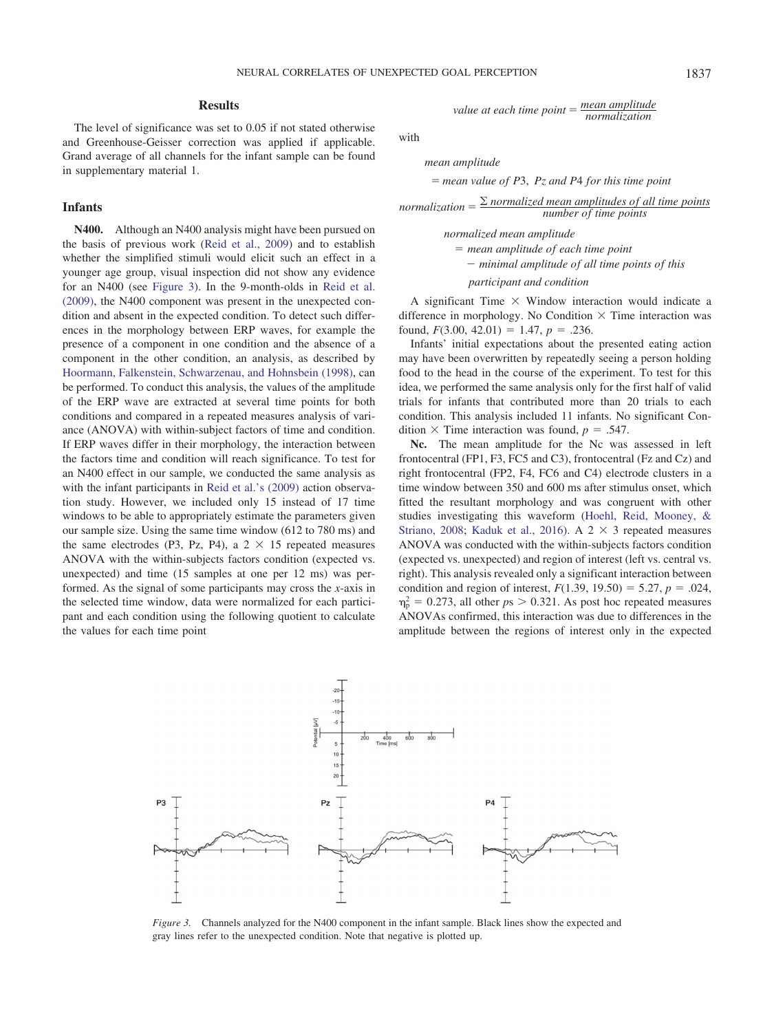## Results

The level of significance was set to 0.05 if not stated otherwise and Greenhouse-Geisser correction was applied if applicable. Grand average of all channels for the infant sample can be found in supplementary material 1.

### Infants

**N400.** Although an N400 analysis might have been pursued on the basis of previous work (Reid et al., 2009) and to establish whether the simplified stimuli would elicit such an effect in a younger age group, visual inspection did not show any evidence for an N400 (see Figure 3). In the 9-month-olds in Reid et al. (2009), the N400 component was present in the unexpected condition and absent in the expected condition. To detect such differences in the morphology between ERP waves, for example the presence of a component in one condition and the absence of a component in the other condition, an analysis, as described by Hoormann, Falkenstein, Schwarzenau, and Hohnsbein (1998), can be performed. To conduct this analysis, the values of the amplitude of the ERP wave are extracted at several time points for both conditions and compared in a repeated measures analysis of variance (ANOVA) with within-subject factors of time and condition. If ERP waves differ in their morphology, the interaction between the factors time and condition will reach significance. To test for an N400 effect in our sample, we conducted the same analysis as with the infant participants in Reid et al.'s (2009) action observation study. However, we included only 15 instead of 17 time windows to be able to appropriately estimate the parameters given our sample size. Using the same time window (612 to 780 ms) and the same electrodes (P3, Pz, P4), a $2 \times 15$ repeated measures ANOVA with the within-subjects factors condition (expected vs. unexpected) and time (15 samples at one per 12 ms) was performed. As the signal of some participants may cross the *x*-axis in the selected time window, data were normalized for each participant and each condition using the following quotient to calculate the values for each time point

$$\textit{value at each time point} = \frac{\textit{mean amplitude}}{\textit{normalization}}$$

with

$$\textit{mean amplitude} = \textit{mean value of } P3,\ Pz \textit{ and } P4 \textit{ for this time point}$$

$$\textit{normalization} = \frac{\Sigma \textit{ normalized mean amplitudes of all time points}}{\textit{number of time points}}$$

$$\textit{normalized mean amplitude} = \textit{mean amplitude of each time point} - \textit{minimal amplitude of all time points of this participant and condition}$$

A significant Time $\times$ Window interaction would indicate a difference in morphology. No Condition $\times$ Time interaction was found, $F(3.00, 42.01) = 1.47$, $p = .236$.

Infants' initial expectations about the presented eating action may have been overwritten by repeatedly seeing a person holding food to the head in the course of the experiment. To test for this idea, we performed the same analysis only for the first half of valid trials for infants that contributed more than 20 trials to each condition. This analysis included 11 infants. No significant Condition $\times$ Time interaction was found, $p = .547$.

**Nc.** The mean amplitude for the Nc was assessed in left frontocentral (FP1, F3, FC5 and C3), frontocentral (Fz and Cz) and right frontocentral (FP2, F4, FC6 and C4) electrode clusters in a time window between 350 and 600 ms after stimulus onset, which fitted the resultant morphology and was congruent with other studies investigating this waveform (Hoehl, Reid, Mooney, & Striano, 2008; Kaduk et al., 2016). A $2 \times 3$ repeated measures ANOVA was conducted with the within-subjects factors condition (expected vs. unexpected) and region of interest (left vs. central vs. right). This analysis revealed only a significant interaction between condition and region of interest, $F(1.39, 19.50) = 5.27$, $p = .024$, $\eta_p^2 = 0.273$, all other $ps > 0.321$. As post hoc repeated measures ANOVAs confirmed, this interaction was due to differences in the amplitude between the regions of interest only in the expected

*Figure 3.* Channels analyzed for the N400 component in the infant sample. Black lines show the expected and gray lines refer to the unexpected condition. Note that negative is plotted up.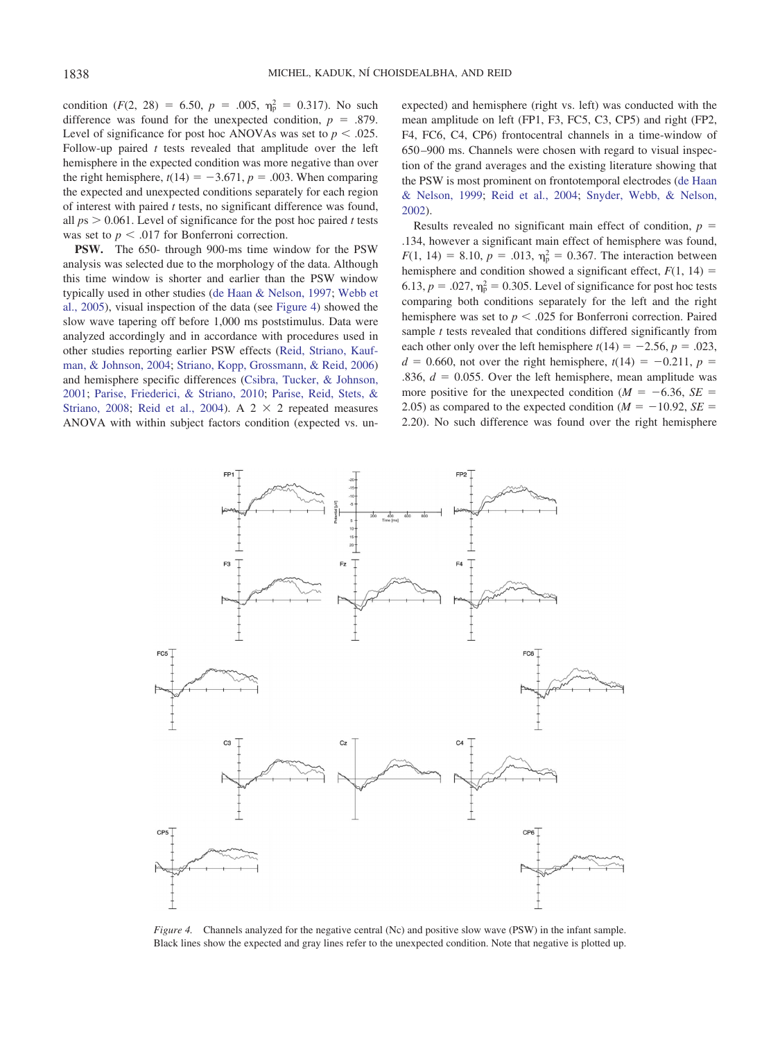condition ($F(2, 28) = 6.50$, $p = .005$, $\eta_p^2 = 0.317$). No such difference was found for the unexpected condition, $p = .879$. Level of significance for post hoc ANOVAs was set to $p < .025$. Follow-up paired $t$ tests revealed that amplitude over the left hemisphere in the expected condition was more negative than over the right hemisphere, $t(14) = -3.671$, $p = .003$. When comparing the expected and unexpected conditions separately for each region of interest with paired $t$ tests, no significant difference was found, all $ps > 0.061$. Level of significance for the post hoc paired $t$ tests was set to $p < .017$ for Bonferroni correction.

**PSW.** The 650- through 900-ms time window for the PSW analysis was selected due to the morphology of the data. Although this time window is shorter and earlier than the PSW window typically used in other studies (de Haan & Nelson, 1997; Webb et al., 2005), visual inspection of the data (see Figure 4) showed the slow wave tapering off before 1,000 ms poststimulus. Data were analyzed accordingly and in accordance with procedures used in other studies reporting earlier PSW effects (Reid, Striano, Kaufman, & Johnson, 2004; Striano, Kopp, Grossmann, & Reid, 2006) and hemisphere specific differences (Csibra, Tucker, & Johnson, 2001; Parise, Friederici, & Striano, 2010; Parise, Reid, Stets, & Striano, 2008; Reid et al., 2004). A 2 × 2 repeated measures ANOVA with within subject factors condition (expected vs. unexpected) and hemisphere (right vs. left) was conducted with the mean amplitude on left (FP1, F3, FC5, C3, CP5) and right (FP2, F4, FC6, C4, CP6) frontocentral channels in a time-window of 650–900 ms. Channels were chosen with regard to visual inspection of the grand averages and the existing literature showing that the PSW is most prominent on frontotemporal electrodes (de Haan & Nelson, 1999; Reid et al., 2004; Snyder, Webb, & Nelson, 2002).

Results revealed no significant main effect of condition, $p = .134$, however a significant main effect of hemisphere was found, $F(1, 14) = 8.10$, $p = .013$, $\eta_p^2 = 0.367$. The interaction between hemisphere and condition showed a significant effect, $F(1, 14) = 6.13$, $p = .027$, $\eta_p^2 = 0.305$. Level of significance for post hoc tests comparing both conditions separately for the left and the right hemisphere was set to $p < .025$ for Bonferroni correction. Paired sample $t$ tests revealed that conditions differed significantly from each other only over the left hemisphere $t(14) = -2.56$, $p = .023$, $d = 0.660$, not over the right hemisphere, $t(14) = -0.211$, $p = .836$, $d = 0.055$. Over the left hemisphere, mean amplitude was more positive for the unexpected condition ($M = -6.36$, $SE = 2.05$) as compared to the expected condition ($M = -10.92$, $SE = 2.20$). No such difference was found over the right hemisphere

*Figure 4.* Channels analyzed for the negative central (Nc) and positive slow wave (PSW) in the infant sample. Black lines show the expected and gray lines refer to the unexpected condition. Note that negative is plotted up.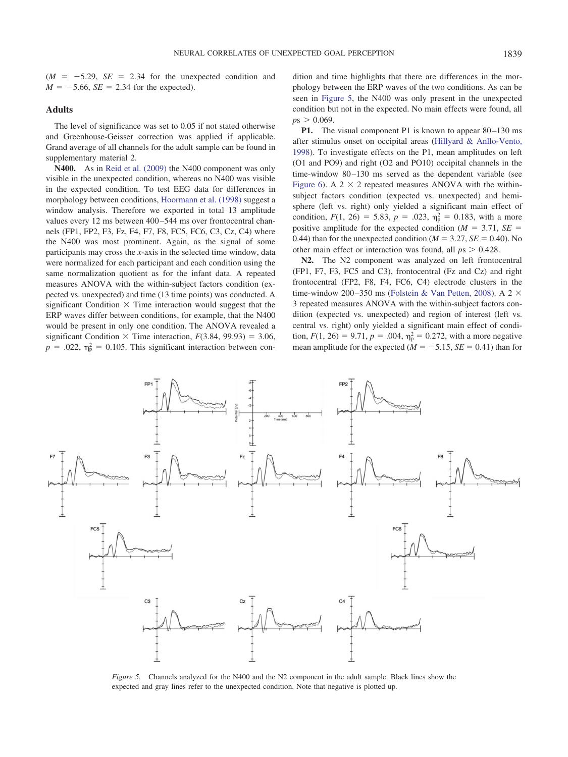($M$ = −5.29, $SE$ = 2.34 for the unexpected condition and $M$ = −5.66, $SE$ = 2.34 for the expected).

## Adults

The level of significance was set to 0.05 if not stated otherwise and Greenhouse-Geisser correction was applied if applicable. Grand average of all channels for the adult sample can be found in supplementary material 2.

**N400.** As in Reid et al. (2009) the N400 component was only visible in the unexpected condition, whereas no N400 was visible in the expected condition. To test EEG data for differences in morphology between conditions, Hoormann et al. (1998) suggest a window analysis. Therefore we exported in total 13 amplitude values every 12 ms between 400–544 ms over frontocentral channels (FP1, FP2, F3, Fz, F4, F7, F8, FC5, FC6, C3, Cz, C4) where the N400 was most prominent. Again, as the signal of some participants may cross the x-axis in the selected time window, data were normalized for each participant and each condition using the same normalization quotient as for the infant data. A repeated measures ANOVA with the within-subject factors condition (expected vs. unexpected) and time (13 time points) was conducted. A significant Condition × Time interaction would suggest that the ERP waves differ between conditions, for example, that the N400 would be present in only one condition. The ANOVA revealed a significant Condition × Time interaction, $F(3.84, 99.93) = 3.06$, $p = .022$, $\eta_p^2 = 0.105$. This significant interaction between condition and time highlights that there are differences in the morphology between the ERP waves of the two conditions. As can be seen in Figure 5, the N400 was only present in the unexpected condition but not in the expected. No main effects were found, all $ps > 0.069$.

**P1.** The visual component P1 is known to appear 80–130 ms after stimulus onset on occipital areas (Hillyard & Anllo-Vento, 1998). To investigate effects on the P1, mean amplitudes on left (O1 and PO9) and right (O2 and PO10) occipital channels in the time-window 80–130 ms served as the dependent variable (see Figure 6). A 2 × 2 repeated measures ANOVA with the within-subject factors condition (expected vs. unexpected) and hemisphere (left vs. right) only yielded a significant main effect of condition, $F(1, 26) = 5.83$, $p = .023$, $\eta_p^2 = 0.183$, with a more positive amplitude for the expected condition ($M$ = 3.71, $SE$ = 0.44) than for the unexpected condition ($M$ = 3.27, $SE$ = 0.40). No other main effect or interaction was found, all $ps > 0.428$.

**N2.** The N2 component was analyzed on left frontocentral (FP1, F7, F3, FC5 and C3), frontocentral (Fz and Cz) and right frontocentral (FP2, F8, F4, FC6, C4) electrode clusters in the time-window 200–350 ms (Folstein & Van Petten, 2008). A 2 × 3 repeated measures ANOVA with the within-subject factors condition (expected vs. unexpected) and region of interest (left vs. central vs. right) only yielded a significant main effect of condition, $F(1, 26) = 9.71$, $p = .004$, $\eta_p^2 = 0.272$, with a more negative mean amplitude for the expected ($M$ = −5.15, $SE$ = 0.41) than for

*Figure 5.* Channels analyzed for the N400 and the N2 component in the adult sample. Black lines show the expected and gray lines refer to the unexpected condition. Note that negative is plotted up.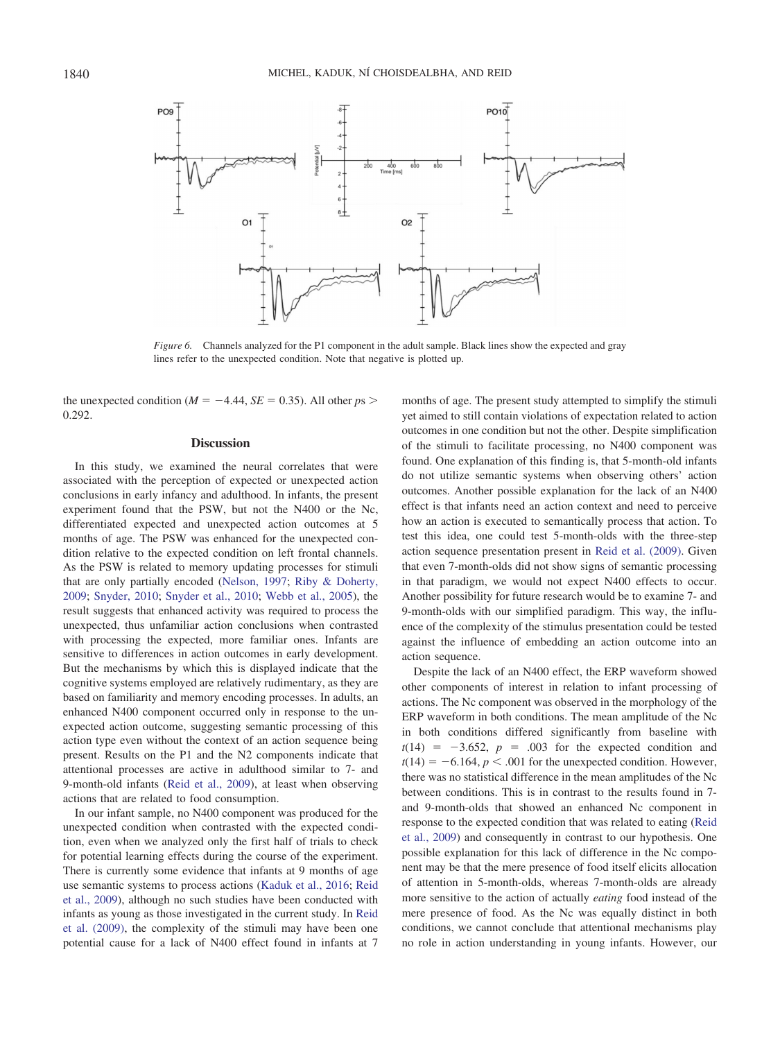*Figure 6.* Channels analyzed for the P1 component in the adult sample. Black lines show the expected and gray lines refer to the unexpected condition. Note that negative is plotted up.

the unexpected condition ($M = -4.44$, $SE = 0.35$). All other $ps > 0.292$.

## Discussion

In this study, we examined the neural correlates that were associated with the perception of expected or unexpected action conclusions in early infancy and adulthood. In infants, the present experiment found that the PSW, but not the N400 or the Nc, differentiated expected and unexpected action outcomes at 5 months of age. The PSW was enhanced for the unexpected condition relative to the expected condition on left frontal channels. As the PSW is related to memory updating processes for stimuli that are only partially encoded (Nelson, 1997; Riby & Doherty, 2009; Snyder, 2010; Snyder et al., 2010; Webb et al., 2005), the result suggests that enhanced activity was required to process the unexpected, thus unfamiliar action conclusions when contrasted with processing the expected, more familiar ones. Infants are sensitive to differences in action outcomes in early development. But the mechanisms by which this is displayed indicate that the cognitive systems employed are relatively rudimentary, as they are based on familiarity and memory encoding processes. In adults, an enhanced N400 component occurred only in response to the unexpected action outcome, suggesting semantic processing of this action type even without the context of an action sequence being present. Results on the P1 and the N2 components indicate that attentional processes are active in adulthood similar to 7- and 9-month-old infants (Reid et al., 2009), at least when observing actions that are related to food consumption.

In our infant sample, no N400 component was produced for the unexpected condition when contrasted with the expected condition, even when we analyzed only the first half of trials to check for potential learning effects during the course of the experiment. There is currently some evidence that infants at 9 months of age use semantic systems to process actions (Kaduk et al., 2016; Reid et al., 2009), although no such studies have been conducted with infants as young as those investigated in the current study. In Reid et al. (2009), the complexity of the stimuli may have been one potential cause for a lack of N400 effect found in infants at 7 months of age. The present study attempted to simplify the stimuli yet aimed to still contain violations of expectation related to action outcomes in one condition but not the other. Despite simplification of the stimuli to facilitate processing, no N400 component was found. One explanation of this finding is, that 5-month-old infants do not utilize semantic systems when observing others' action outcomes. Another possible explanation for the lack of an N400 effect is that infants need an action context and need to perceive how an action is executed to semantically process that action. To test this idea, one could test 5-month-olds with the three-step action sequence presentation present in Reid et al. (2009). Given that even 7-month-olds did not show signs of semantic processing in that paradigm, we would not expect N400 effects to occur. Another possibility for future research would be to examine 7- and 9-month-olds with our simplified paradigm. This way, the influence of the complexity of the stimulus presentation could be tested against the influence of embedding an action outcome into an action sequence.

Despite the lack of an N400 effect, the ERP waveform showed other components of interest in relation to infant processing of actions. The Nc component was observed in the morphology of the ERP waveform in both conditions. The mean amplitude of the Nc in both conditions differed significantly from baseline with $t(14) = -3.652$, $p = .003$ for the expected condition and $t(14) = -6.164$, $p < .001$ for the unexpected condition. However, there was no statistical difference in the mean amplitudes of the Nc between conditions. This is in contrast to the results found in 7- and 9-month-olds that showed an enhanced Nc component in response to the expected condition that was related to eating (Reid et al., 2009) and consequently in contrast to our hypothesis. One possible explanation for this lack of difference in the Nc component may be that the mere presence of food itself elicits allocation of attention in 5-month-olds, whereas 7-month-olds are already more sensitive to the action of actually *eating* food instead of the mere presence of food. As the Nc was equally distinct in both conditions, we cannot conclude that attentional mechanisms play no role in action understanding in young infants. However, our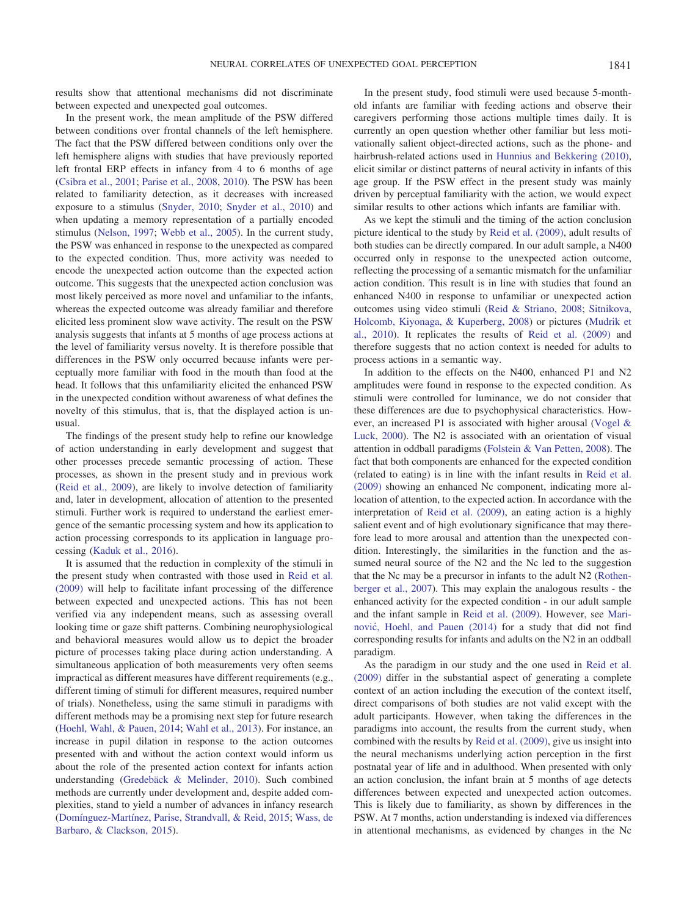results show that attentional mechanisms did not discriminate between expected and unexpected goal outcomes.

In the present work, the mean amplitude of the PSW differed between conditions over frontal channels of the left hemisphere. The fact that the PSW differed between conditions only over the left hemisphere aligns with studies that have previously reported left frontal ERP effects in infancy from 4 to 6 months of age (Csibra et al., 2001; Parise et al., 2008, 2010). The PSW has been related to familiarity detection, as it decreases with increased exposure to a stimulus (Snyder, 2010; Snyder et al., 2010) and when updating a memory representation of a partially encoded stimulus (Nelson, 1997; Webb et al., 2005). In the current study, the PSW was enhanced in response to the unexpected as compared to the expected condition. Thus, more activity was needed to encode the unexpected action outcome than the expected action outcome. This suggests that the unexpected action conclusion was most likely perceived as more novel and unfamiliar to the infants, whereas the expected outcome was already familiar and therefore elicited less prominent slow wave activity. The result on the PSW analysis suggests that infants at 5 months of age process actions at the level of familiarity versus novelty. It is therefore possible that differences in the PSW only occurred because infants were perceptually more familiar with food in the mouth than food at the head. It follows that this unfamiliarity elicited the enhanced PSW in the unexpected condition without awareness of what defines the novelty of this stimulus, that is, that the displayed action is unusual.

The findings of the present study help to refine our knowledge of action understanding in early development and suggest that other processes precede semantic processing of action. These processes, as shown in the present study and in previous work (Reid et al., 2009), are likely to involve detection of familiarity and, later in development, allocation of attention to the presented stimuli. Further work is required to understand the earliest emergence of the semantic processing system and how its application to action processing corresponds to its application in language processing (Kaduk et al., 2016).

It is assumed that the reduction in complexity of the stimuli in the present study when contrasted with those used in Reid et al. (2009) will help to facilitate infant processing of the difference between expected and unexpected actions. This has not been verified via any independent means, such as assessing overall looking time or gaze shift patterns. Combining neurophysiological and behavioral measures would allow us to depict the broader picture of processes taking place during action understanding. A simultaneous application of both measurements very often seems impractical as different measures have different requirements (e.g., different timing of stimuli for different measures, required number of trials). Nonetheless, using the same stimuli in paradigms with different methods may be a promising next step for future research (Hoehl, Wahl, & Pauen, 2014; Wahl et al., 2013). For instance, an increase in pupil dilation in response to the action outcomes presented with and without the action context would inform us about the role of the presented action context for infants action understanding (Gredebäck & Melinder, 2010). Such combined methods are currently under development and, despite added complexities, stand to yield a number of advances in infancy research (Domínguez-Martínez, Parise, Strandvall, & Reid, 2015; Wass, de Barbaro, & Clackson, 2015).

In the present study, food stimuli were used because 5-month-old infants are familiar with feeding actions and observe their caregivers performing those actions multiple times daily. It is currently an open question whether other familiar but less motivationally salient object-directed actions, such as the phone- and hairbrush-related actions used in Hunnius and Bekkering (2010), elicit similar or distinct patterns of neural activity in infants of this age group. If the PSW effect in the present study was mainly driven by perceptual familiarity with the action, we would expect similar results to other actions which infants are familiar with.

As we kept the stimuli and the timing of the action conclusion picture identical to the study by Reid et al. (2009), adult results of both studies can be directly compared. In our adult sample, a N400 occurred only in response to the unexpected action outcome, reflecting the processing of a semantic mismatch for the unfamiliar action condition. This result is in line with studies that found an enhanced N400 in response to unfamiliar or unexpected action outcomes using video stimuli (Reid & Striano, 2008; Sitnikova, Holcomb, Kiyonaga, & Kuperberg, 2008) or pictures (Mudrik et al., 2010). It replicates the results of Reid et al. (2009) and therefore suggests that no action context is needed for adults to process actions in a semantic way.

In addition to the effects on the N400, enhanced P1 and N2 amplitudes were found in response to the expected condition. As stimuli were controlled for luminance, we do not consider that these differences are due to psychophysical characteristics. However, an increased P1 is associated with higher arousal (Vogel & Luck, 2000). The N2 is associated with an orientation of visual attention in oddball paradigms (Folstein & Van Petten, 2008). The fact that both components are enhanced for the expected condition (related to eating) is in line with the infant results in Reid et al. (2009) showing an enhanced Nc component, indicating more allocation of attention, to the expected action. In accordance with the interpretation of Reid et al. (2009), an eating action is a highly salient event and of high evolutionary significance that may therefore lead to more arousal and attention than the unexpected condition. Interestingly, the similarities in the function and the assumed neural source of the N2 and the Nc led to the suggestion that the Nc may be a precursor in infants to the adult N2 (Rothenberger et al., 2007). This may explain the analogous results - the enhanced activity for the expected condition - in our adult sample and the infant sample in Reid et al. (2009). However, see Marinović, Hoehl, and Pauen (2014) for a study that did not find corresponding results for infants and adults on the N2 in an oddball paradigm.

As the paradigm in our study and the one used in Reid et al. (2009) differ in the substantial aspect of generating a complete context of an action including the execution of the context itself, direct comparisons of both studies are not valid except with the adult participants. However, when taking the differences in the paradigms into account, the results from the current study, when combined with the results by Reid et al. (2009), give us insight into the neural mechanisms underlying action perception in the first postnatal year of life and in adulthood. When presented with only an action conclusion, the infant brain at 5 months of age detects differences between expected and unexpected action outcomes. This is likely due to familiarity, as shown by differences in the PSW. At 7 months, action understanding is indexed via differences in attentional mechanisms, as evidenced by changes in the Nc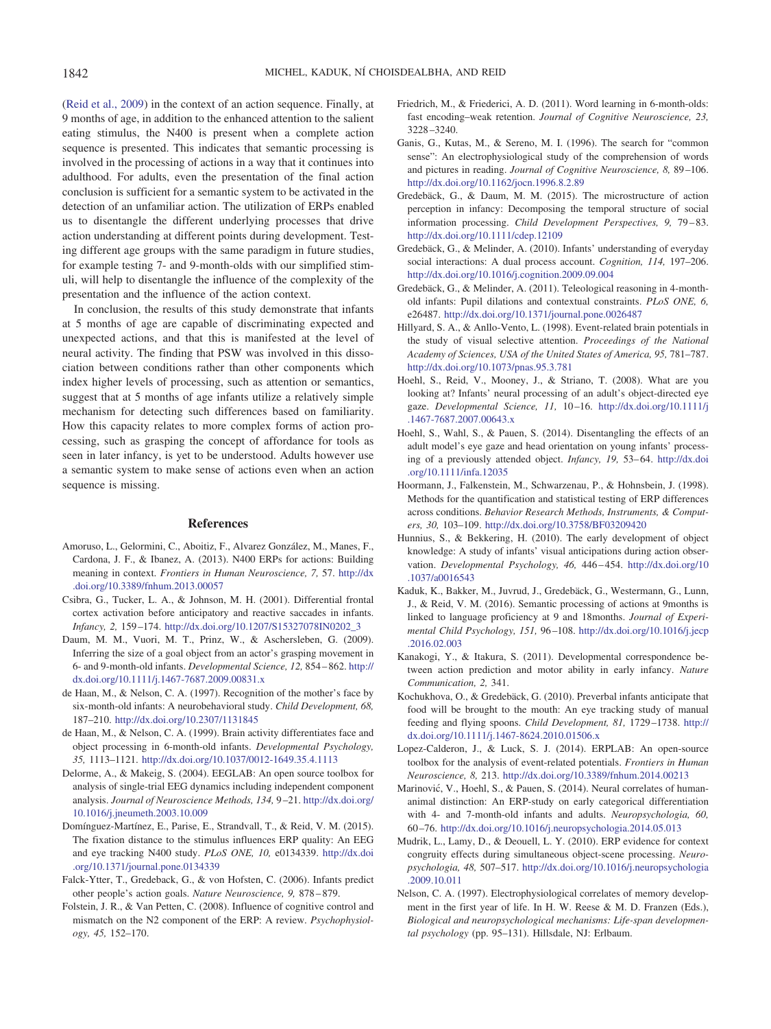(Reid et al., 2009) in the context of an action sequence. Finally, at 9 months of age, in addition to the enhanced attention to the salient eating stimulus, the N400 is present when a complete action sequence is presented. This indicates that semantic processing is involved in the processing of actions in a way that it continues into adulthood. For adults, even the presentation of the final action conclusion is sufficient for a semantic system to be activated in the detection of an unfamiliar action. The utilization of ERPs enabled us to disentangle the different underlying processes that drive action understanding at different points during development. Testing different age groups with the same paradigm in future studies, for example testing 7- and 9-month-olds with our simplified stimuli, will help to disentangle the influence of the complexity of the presentation and the influence of the action context.

In conclusion, the results of this study demonstrate that infants at 5 months of age are capable of discriminating expected and unexpected actions, and that this is manifested at the level of neural activity. The finding that PSW was involved in this dissociation between conditions rather than other components which index higher levels of processing, such as attention or semantics, suggest that at 5 months of age infants utilize a relatively simple mechanism for detecting such differences based on familiarity. How this capacity relates to more complex forms of action processing, such as grasping the concept of affordance for tools as seen in later infancy, is yet to be understood. Adults however use a semantic system to make sense of actions even when an action sequence is missing.

## References

Amoruso, L., Gelormini, C., Aboitiz, F., Alvarez González, M., Manes, F., Cardona, J. F., & Ibanez, A. (2013). N400 ERPs for actions: Building meaning in context. *Frontiers in Human Neuroscience, 7,* 57. http://dx.doi.org/10.3389/fnhum.2013.00057

Csibra, G., Tucker, L. A., & Johnson, M. H. (2001). Differential frontal cortex activation before anticipatory and reactive saccades in infants. *Infancy, 2,* 159–174. http://dx.doi.org/10.1207/S15327078IN0202_3

Daum, M. M., Vuori, M. T., Prinz, W., & Aschersleben, G. (2009). Inferring the size of a goal object from an actor's grasping movement in 6- and 9-month-old infants. *Developmental Science, 12,* 854–862. http://dx.doi.org/10.1111/j.1467-7687.2009.00831.x

de Haan, M., & Nelson, C. A. (1997). Recognition of the mother's face by six-month-old infants: A neurobehavioral study. *Child Development, 68,* 187–210. http://dx.doi.org/10.2307/1131845

de Haan, M., & Nelson, C. A. (1999). Brain activity differentiates face and object processing in 6-month-old infants. *Developmental Psychology, 35,* 1113–1121. http://dx.doi.org/10.1037/0012-1649.35.4.1113

Delorme, A., & Makeig, S. (2004). EEGLAB: An open source toolbox for analysis of single-trial EEG dynamics including independent component analysis. *Journal of Neuroscience Methods, 134,* 9–21. http://dx.doi.org/10.1016/j.jneumeth.2003.10.009

Domínguez-Martínez, E., Parise, E., Strandvall, T., & Reid, V. M. (2015). The fixation distance to the stimulus influences ERP quality: An EEG and eye tracking N400 study. *PLoS ONE, 10,* e0134339. http://dx.doi.org/10.1371/journal.pone.0134339

Falck-Ytter, T., Gredeback, G., & von Hofsten, C. (2006). Infants predict other people's action goals. *Nature Neuroscience, 9,* 878–879.

Folstein, J. R., & Van Petten, C. (2008). Influence of cognitive control and mismatch on the N2 component of the ERP: A review. *Psychophysiology, 45,* 152–170.

Friedrich, M., & Friederici, A. D. (2011). Word learning in 6-month-olds: fast encoding–weak retention. *Journal of Cognitive Neuroscience, 23,* 3228–3240.

Ganis, G., Kutas, M., & Sereno, M. I. (1996). The search for "common sense": An electrophysiological study of the comprehension of words and pictures in reading. *Journal of Cognitive Neuroscience, 8,* 89–106. http://dx.doi.org/10.1162/jocn.1996.8.2.89

Gredebäck, G., & Daum, M. M. (2015). The microstructure of action perception in infancy: Decomposing the temporal structure of social information processing. *Child Development Perspectives, 9,* 79–83. http://dx.doi.org/10.1111/cdep.12109

Gredebäck, G., & Melinder, A. (2010). Infants' understanding of everyday social interactions: A dual process account. *Cognition, 114,* 197–206. http://dx.doi.org/10.1016/j.cognition.2009.09.004

Gredebäck, G., & Melinder, A. (2011). Teleological reasoning in 4-month-old infants: Pupil dilations and contextual constraints. *PLoS ONE, 6,* e26487. http://dx.doi.org/10.1371/journal.pone.0026487

Hillyard, S. A., & Anllo-Vento, L. (1998). Event-related brain potentials in the study of visual selective attention. *Proceedings of the National Academy of Sciences, USA of the United States of America, 95,* 781–787. http://dx.doi.org/10.1073/pnas.95.3.781

Hoehl, S., Reid, V., Mooney, J., & Striano, T. (2008). What are you looking at? Infants' neural processing of an adult's object-directed eye gaze. *Developmental Science, 11,* 10–16. http://dx.doi.org/10.1111/j.1467-7687.2007.00643.x

Hoehl, S., Wahl, S., & Pauen, S. (2014). Disentangling the effects of an adult model's eye gaze and head orientation on young infants' processing of a previously attended object. *Infancy, 19,* 53–64. http://dx.doi.org/10.1111/infa.12035

Hoormann, J., Falkenstein, M., Schwarzenau, P., & Hohnsbein, J. (1998). Methods for the quantification and statistical testing of ERP differences across conditions. *Behavior Research Methods, Instruments, & Computers, 30,* 103–109. http://dx.doi.org/10.3758/BF03209420

Hunnius, S., & Bekkering, H. (2010). The early development of object knowledge: A study of infants' visual anticipations during action observation. *Developmental Psychology, 46,* 446–454. http://dx.doi.org/10.1037/a0016543

Kaduk, K., Bakker, M., Juvrud, J., Gredebäck, G., Westermann, G., Lunn, J., & Reid, V. M. (2016). Semantic processing of actions at 9months is linked to language proficiency at 9 and 18months. *Journal of Experimental Child Psychology, 151,* 96–108. http://dx.doi.org/10.1016/j.jecp.2016.02.003

Kanakogi, Y., & Itakura, S. (2011). Developmental correspondence between action prediction and motor ability in early infancy. *Nature Communication, 2,* 341.

Kochukhova, O., & Gredebäck, G. (2010). Preverbal infants anticipate that food will be brought to the mouth: An eye tracking study of manual feeding and flying spoons. *Child Development, 81,* 1729–1738. http://dx.doi.org/10.1111/j.1467-8624.2010.01506.x

Lopez-Calderon, J., & Luck, S. J. (2014). ERPLAB: An open-source toolbox for the analysis of event-related potentials. *Frontiers in Human Neuroscience, 8,* 213. http://dx.doi.org/10.3389/fnhum.2014.00213

Marinović, V., Hoehl, S., & Pauen, S. (2014). Neural correlates of human-animal distinction: An ERP-study on early categorical differentiation with 4- and 7-month-old infants and adults. *Neuropsychologia, 60,* 60–76. http://dx.doi.org/10.1016/j.neuropsychologia.2014.05.013

Mudrik, L., Lamy, D., & Deouell, L. Y. (2010). ERP evidence for context congruity effects during simultaneous object-scene processing. *Neuropsychologia, 48,* 507–517. http://dx.doi.org/10.1016/j.neuropsychologia.2009.10.011

Nelson, C. A. (1997). Electrophysiological correlates of memory development in the first year of life. In H. W. Reese & M. D. Franzen (Eds.), *Biological and neuropsychological mechanisms: Life-span developmental psychology* (pp. 95–131). Hillsdale, NJ: Erlbaum.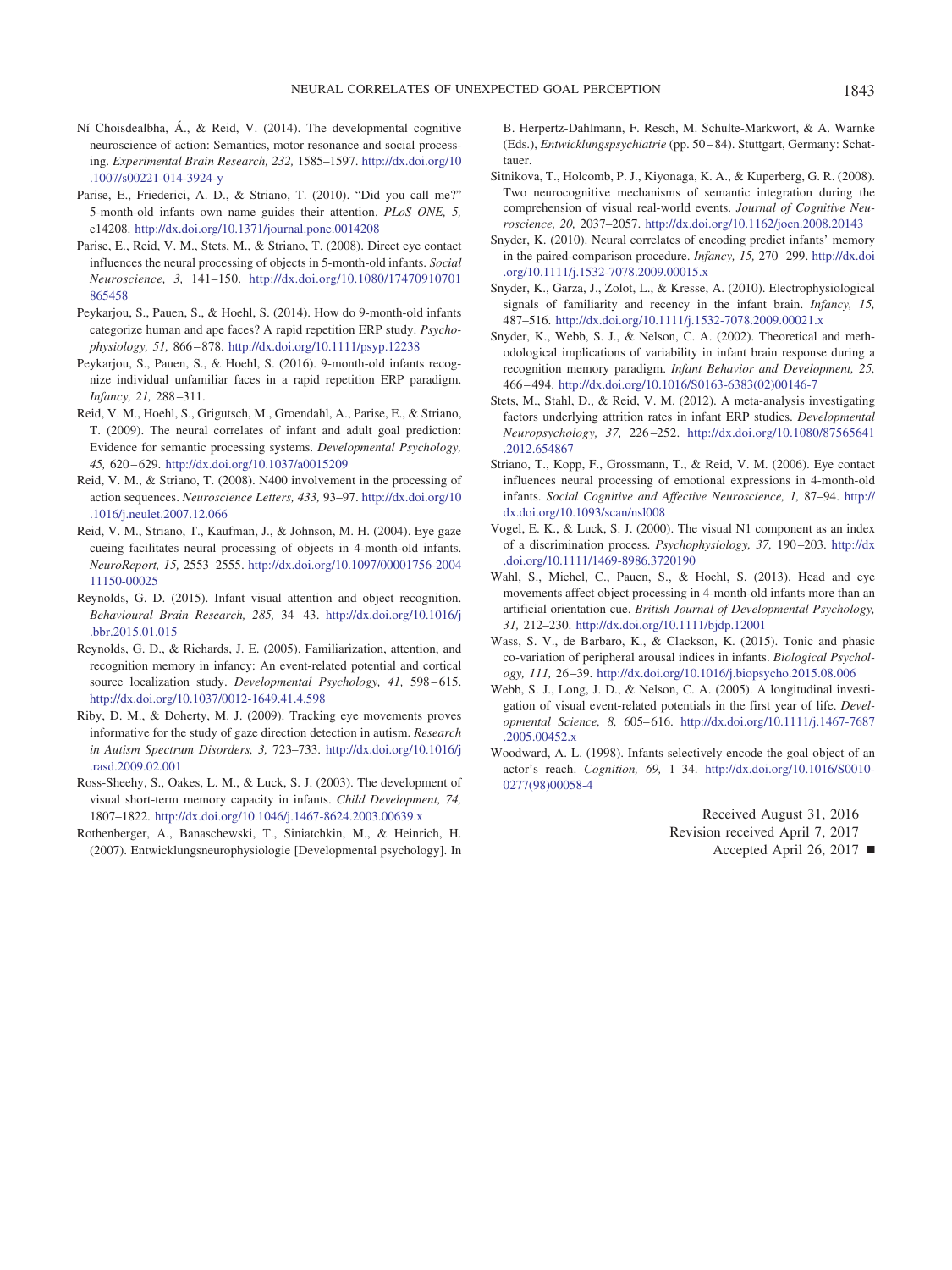Ní Choisdealbha, Á., & Reid, V. (2014). The developmental cognitive neuroscience of action: Semantics, motor resonance and social processing. *Experimental Brain Research, 232,* 1585–1597. http://dx.doi.org/10.1007/s00221-014-3924-y

Parise, E., Friederici, A. D., & Striano, T. (2010). "Did you call me?" 5-month-old infants own name guides their attention. *PLoS ONE, 5,* e14208. http://dx.doi.org/10.1371/journal.pone.0014208

Parise, E., Reid, V. M., Stets, M., & Striano, T. (2008). Direct eye contact influences the neural processing of objects in 5-month-old infants. *Social Neuroscience, 3,* 141–150. http://dx.doi.org/10.1080/17470910701865458

Peykarjou, S., Pauen, S., & Hoehl, S. (2014). How do 9-month-old infants categorize human and ape faces? A rapid repetition ERP study. *Psychophysiology, 51,* 866–878. http://dx.doi.org/10.1111/psyp.12238

Peykarjou, S., Pauen, S., & Hoehl, S. (2016). 9-month-old infants recognize individual unfamiliar faces in a rapid repetition ERP paradigm. *Infancy, 21,* 288–311.

Reid, V. M., Hoehl, S., Grigutsch, M., Groendahl, A., Parise, E., & Striano, T. (2009). The neural correlates of infant and adult goal prediction: Evidence for semantic processing systems. *Developmental Psychology, 45,* 620–629. http://dx.doi.org/10.1037/a0015209

Reid, V. M., & Striano, T. (2008). N400 involvement in the processing of action sequences. *Neuroscience Letters, 433,* 93–97. http://dx.doi.org/10.1016/j.neulet.2007.12.066

Reid, V. M., Striano, T., Kaufman, J., & Johnson, M. H. (2004). Eye gaze cueing facilitates neural processing of objects in 4-month-old infants. *NeuroReport, 15,* 2553–2555. http://dx.doi.org/10.1097/00001756-200411150-00025

Reynolds, G. D. (2015). Infant visual attention and object recognition. *Behavioural Brain Research, 285,* 34–43. http://dx.doi.org/10.1016/j.bbr.2015.01.015

Reynolds, G. D., & Richards, J. E. (2005). Familiarization, attention, and recognition memory in infancy: An event-related potential and cortical source localization study. *Developmental Psychology, 41,* 598–615. http://dx.doi.org/10.1037/0012-1649.41.4.598

Riby, D. M., & Doherty, M. J. (2009). Tracking eye movements proves informative for the study of gaze direction detection in autism. *Research in Autism Spectrum Disorders, 3,* 723–733. http://dx.doi.org/10.1016/j.rasd.2009.02.001

Ross-Sheehy, S., Oakes, L. M., & Luck, S. J. (2003). The development of visual short-term memory capacity in infants. *Child Development, 74,* 1807–1822. http://dx.doi.org/10.1046/j.1467-8624.2003.00639.x

Rothenberger, A., Banaschewski, T., Siniatchkin, M., & Heinrich, H. (2007). Entwicklungsneurophysiologie [Developmental psychology]. In B. Herpertz-Dahlmann, F. Resch, M. Schulte-Markwort, & A. Warnke (Eds.), *Entwicklungspsychiatrie* (pp. 50–84). Stuttgart, Germany: Schattauer.

Sitnikova, T., Holcomb, P. J., Kiyonaga, K. A., & Kuperberg, G. R. (2008). Two neurocognitive mechanisms of semantic integration during the comprehension of visual real-world events. *Journal of Cognitive Neuroscience, 20,* 2037–2057. http://dx.doi.org/10.1162/jocn.2008.20143

Snyder, K. (2010). Neural correlates of encoding predict infants' memory in the paired-comparison procedure. *Infancy, 15,* 270–299. http://dx.doi.org/10.1111/j.1532-7078.2009.00015.x

Snyder, K., Garza, J., Zolot, L., & Kresse, A. (2010). Electrophysiological signals of familiarity and recency in the infant brain. *Infancy, 15,* 487–516. http://dx.doi.org/10.1111/j.1532-7078.2009.00021.x

Snyder, K., Webb, S. J., & Nelson, C. A. (2002). Theoretical and methodological implications of variability in infant brain response during a recognition memory paradigm. *Infant Behavior and Development, 25,* 466–494. http://dx.doi.org/10.1016/S0163-6383(02)00146-7

Stets, M., Stahl, D., & Reid, V. M. (2012). A meta-analysis investigating factors underlying attrition rates in infant ERP studies. *Developmental Neuropsychology, 37,* 226–252. http://dx.doi.org/10.1080/87565641.2012.654867

Striano, T., Kopp, F., Grossmann, T., & Reid, V. M. (2006). Eye contact influences neural processing of emotional expressions in 4-month-old infants. *Social Cognitive and Affective Neuroscience, 1,* 87–94. http://dx.doi.org/10.1093/scan/nsl008

Vogel, E. K., & Luck, S. J. (2000). The visual N1 component as an index of a discrimination process. *Psychophysiology, 37,* 190–203. http://dx.doi.org/10.1111/1469-8986.3720190

Wahl, S., Michel, C., Pauen, S., & Hoehl, S. (2013). Head and eye movements affect object processing in 4-month-old infants more than an artificial orientation cue. *British Journal of Developmental Psychology, 31,* 212–230. http://dx.doi.org/10.1111/bjdp.12001

Wass, S. V., de Barbaro, K., & Clackson, K. (2015). Tonic and phasic co-variation of peripheral arousal indices in infants. *Biological Psychology, 111,* 26–39. http://dx.doi.org/10.1016/j.biopsycho.2015.08.006

Webb, S. J., Long, J. D., & Nelson, C. A. (2005). A longitudinal investigation of visual event-related potentials in the first year of life. *Developmental Science, 8,* 605–616. http://dx.doi.org/10.1111/j.1467-7687.2005.00452.x

Woodward, A. L. (1998). Infants selectively encode the goal object of an actor's reach. *Cognition, 69,* 1–34. http://dx.doi.org/10.1016/S0010-0277(98)00058-4

Received August 31, 2016
Revision received April 7, 2017
Accepted April 26, 2017 ■